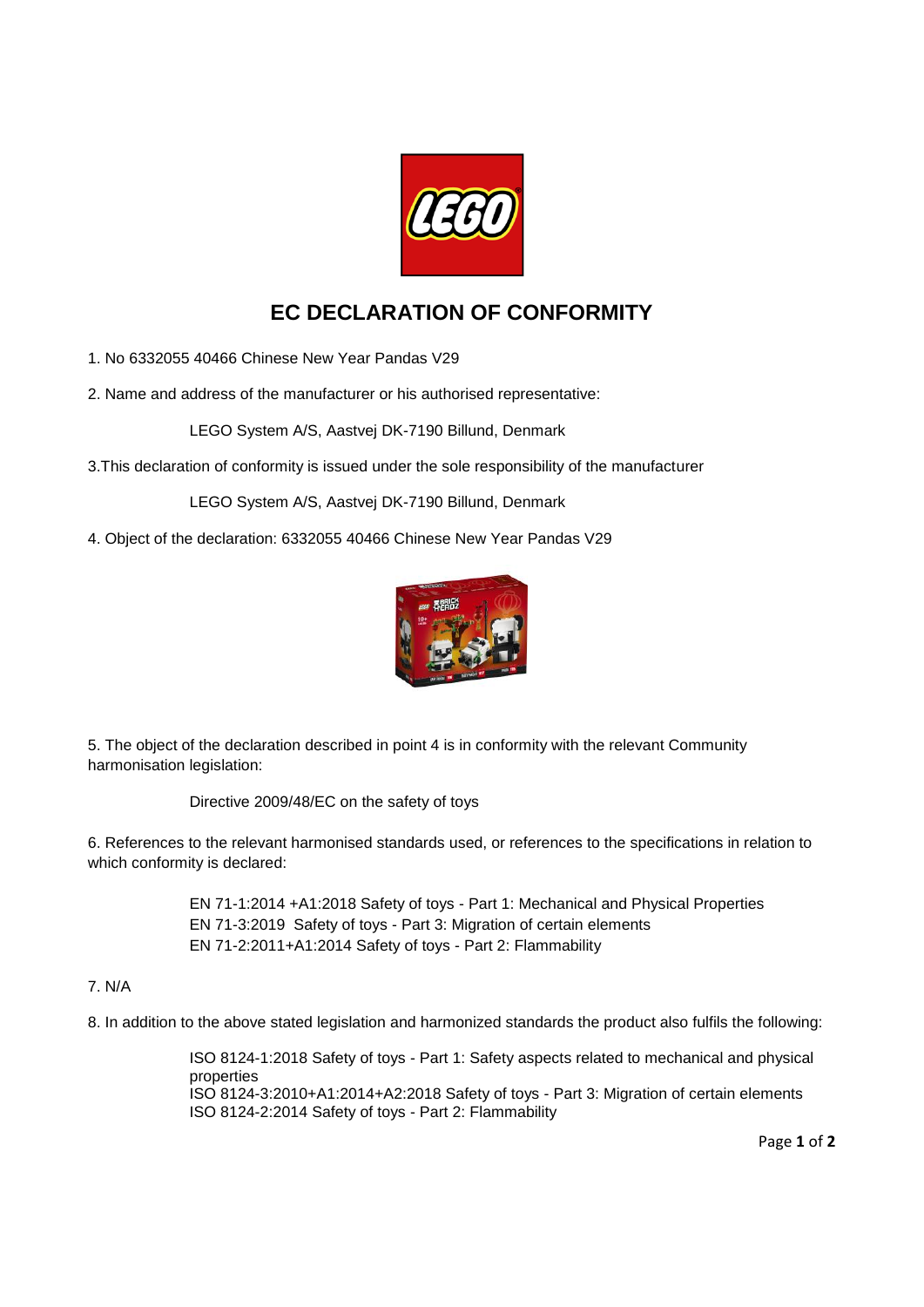# EC DECLARATION OF CONFORMITY

1. No 6332055 40466 Chinese New Year Pandas V29

2. Name and address of the manufacturer or his authorised representative:

   LEGO System A/S, Aastvej DK-7190 Billund, Denmark

3. This declaration of conformity is issued under the sole responsibility of the manufacturer

   LEGO System A/S, Aastvej DK-7190 Billund, Denmark

4. Object of the declaration: 6332055 40466 Chinese New Year Pandas V29

5. The object of the declaration described in point 4 is in conformity with the relevant Community harmonisation legislation:

   Directive 2009/48/EC on the safety of toys

6. References to the relevant harmonised standards used, or references to the specifications in relation to which conformity is declared:

   EN 71-1:2014 +A1:2018 Safety of toys - Part 1: Mechanical and Physical Properties
   EN 71-3:2019 Safety of toys - Part 3: Migration of certain elements
   EN 71-2:2011+A1:2014 Safety of toys - Part 2: Flammability

7. N/A

8. In addition to the above stated legislation and harmonized standards the product also fulfils the following:

   ISO 8124-1:2018 Safety of toys - Part 1: Safety aspects related to mechanical and physical properties
   ISO 8124-3:2010+A1:2014+A2:2018 Safety of toys - Part 3: Migration of certain elements
   ISO 8124-2:2014 Safety of toys - Part 2: Flammability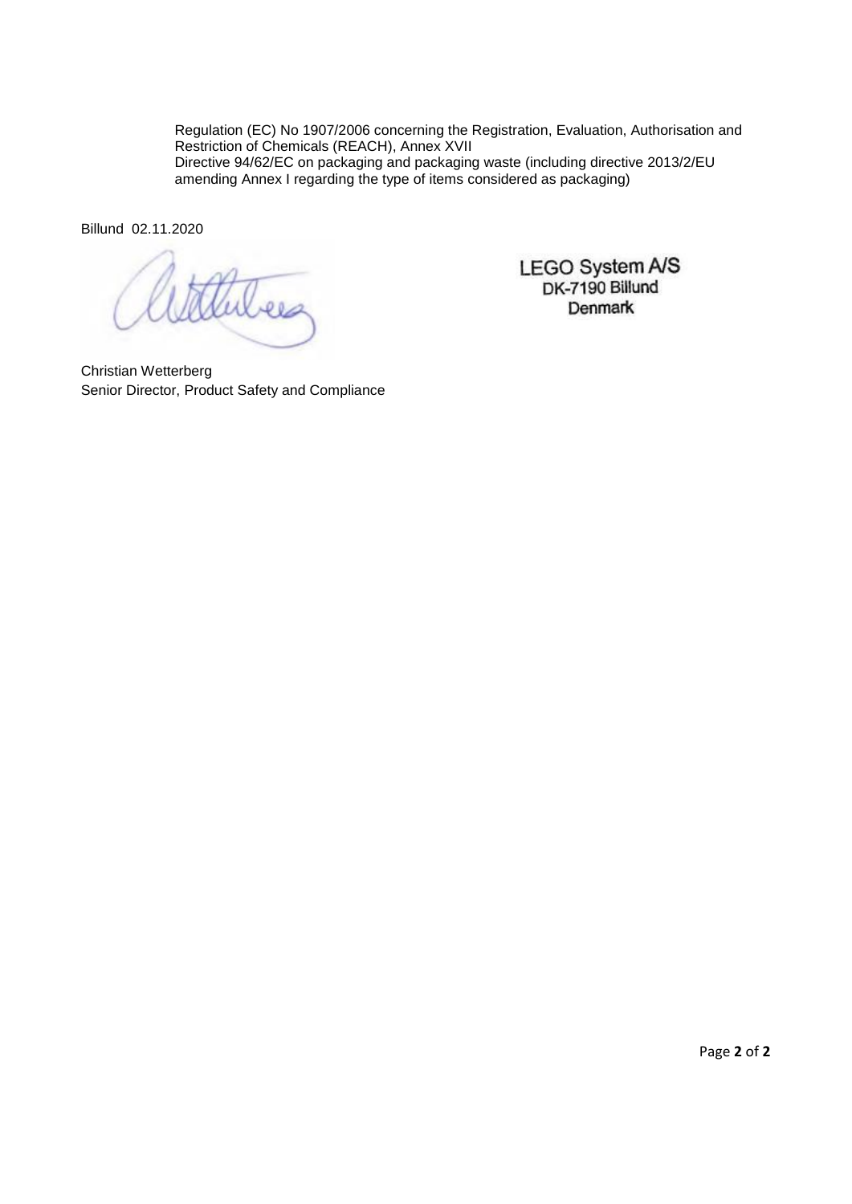Regulation (EC) No 1907/2006 concerning the Registration, Evaluation, Authorisation and Restriction of Chemicals (REACH), Annex XVII
Directive 94/62/EC on packaging and packaging waste (including directive 2013/2/EU amending Annex I regarding the type of items considered as packaging)

Billund 02.11.2020

LEGO System A/S
DK-7190 Billund
Denmark

Christian Wetterberg
Senior Director, Product Safety and Compliance